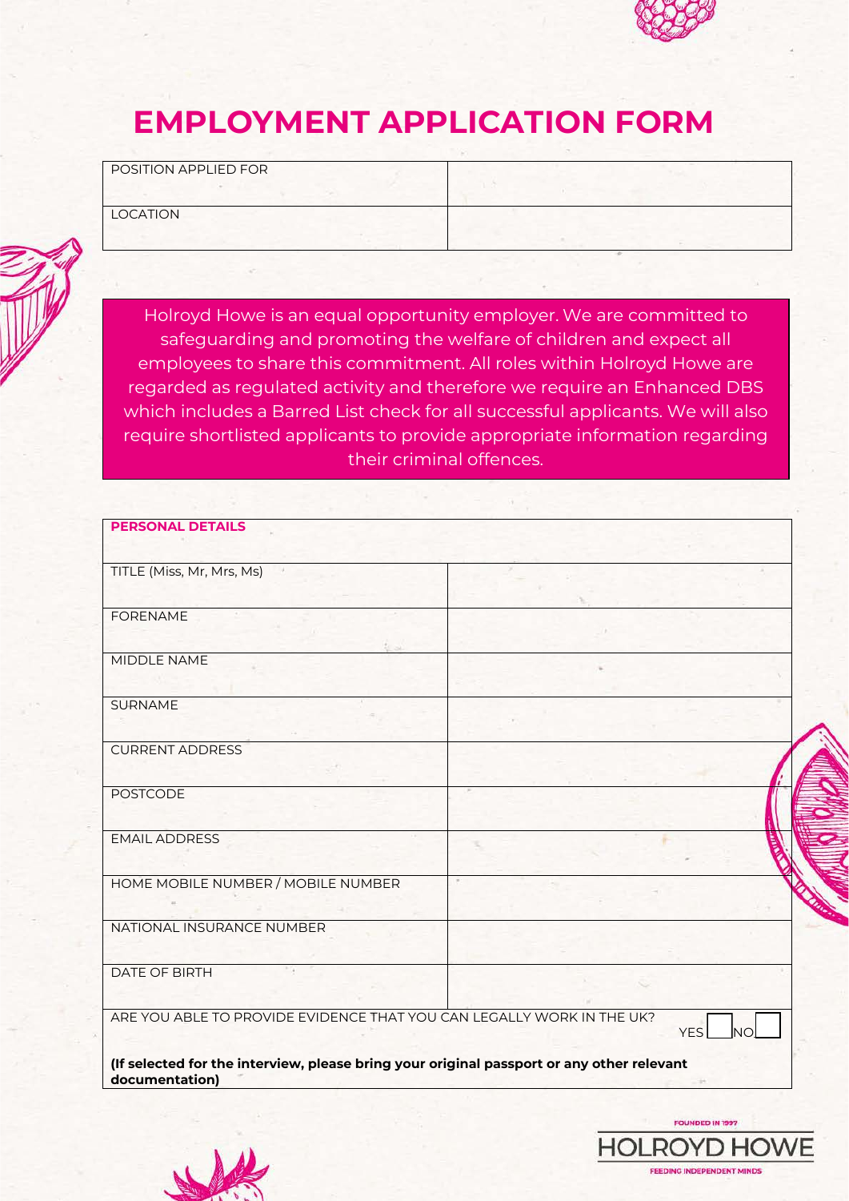# EMPLOYMENT APPLICATION FORM

| POSITION APPLIED FOR | |
|---|---|
| LOCATION | |

Holroyd Howe is an equal opportunity employer. We are committed to safeguarding and promoting the welfare of children and expect all employees to share this commitment. All roles within Holroyd Howe are regarded as regulated activity and therefore we require an Enhanced DBS which includes a Barred List check for all successful applicants. We will also require shortlisted applicants to provide appropriate information regarding their criminal offences.

| **PERSONAL DETAILS** | |
|---|---|
| TITLE (Miss, Mr, Mrs, Ms) | |
| FORENAME | |
| MIDDLE NAME | |
| SURNAME | |
| CURRENT ADDRESS | |
| POSTCODE | |
| EMAIL ADDRESS | |
| HOME MOBILE NUMBER / MOBILE NUMBER | |
| NATIONAL INSURANCE NUMBER | |
| DATE OF BIRTH | |

ARE YOU ABLE TO PROVIDE EVIDENCE THAT YOU CAN LEGALLY WORK IN THE UK? YES ☐ NO ☐

**(If selected for the interview, please bring your original passport or any other relevant documentation)**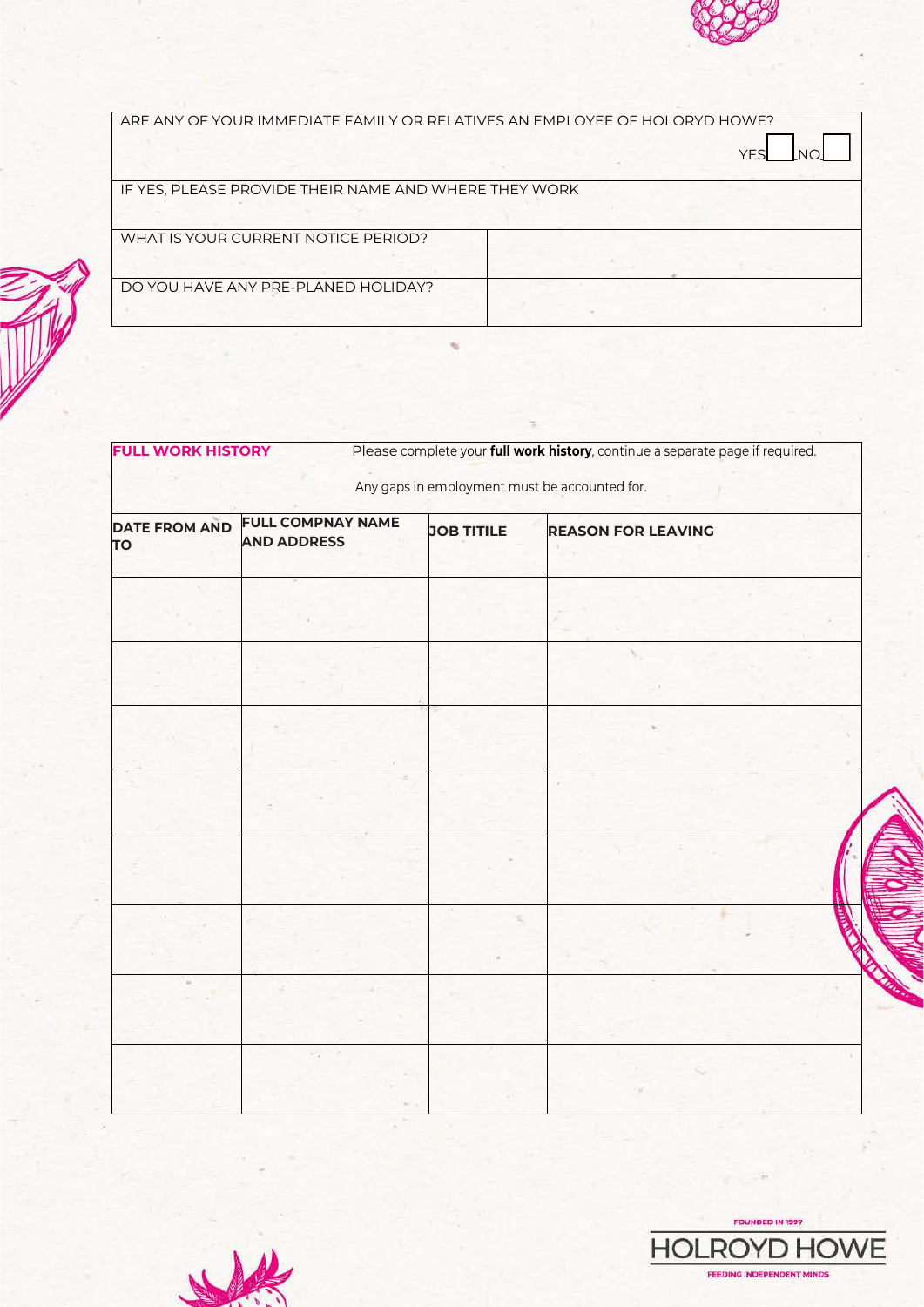| ARE ANY OF YOUR IMMEDIATE FAMILY OR RELATIVES AN EMPLOYEE OF HOLORYD HOWE? YES ☐ NO ☐ | |
|---|---|
| IF YES, PLEASE PROVIDE THEIR NAME AND WHERE THEY WORK | |
| WHAT IS YOUR CURRENT NOTICE PERIOD? | |
| DO YOU HAVE ANY PRE-PLANED HOLIDAY? | |

**FULL WORK HISTORY**

Please complete your **full work history**, continue a separate page if required.

Any gaps in employment must be accounted for.

| DATE FROM AND TO | FULL COMPNAY NAME AND ADDRESS | JOB TITILE | REASON FOR LEAVING |
|---|---|---|---|
| | | | |
| | | | |
| | | | |
| | | | |
| | | | |
| | | | |
| | | | |
| | | | |

FOUNDED IN 1997
HOLROYD HOWE
FEEDING INDEPENDENT MINDS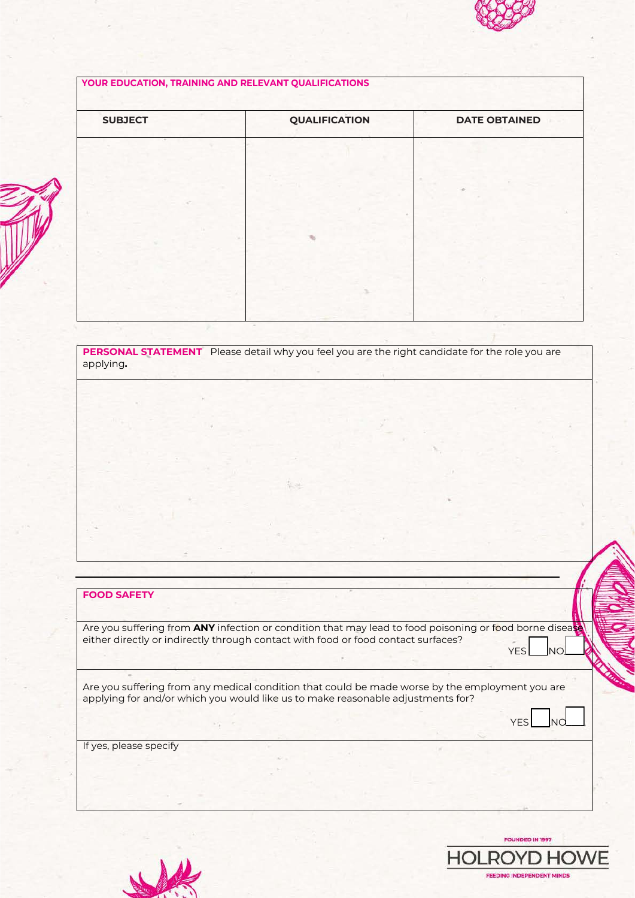## YOUR EDUCATION, TRAINING AND RELEVANT QUALIFICATIONS

| SUBJECT | QUALIFICATION | DATE OBTAINED |
|---|---|---|
| | | |

## PERSONAL STATEMENT

Please detail why you feel you are the right candidate for the role you are applying**.**

## FOOD SAFETY

Are you suffering from **ANY** infection or condition that may lead to food poisoning or food borne disease either directly or indirectly through contact with food or food contact surfaces?

YES ☐ NO ☐

Are you suffering from any medical condition that could be made worse by the employment you are applying for and/or which you would like us to make reasonable adjustments for?

YES ☐ NO ☐

If yes, please specify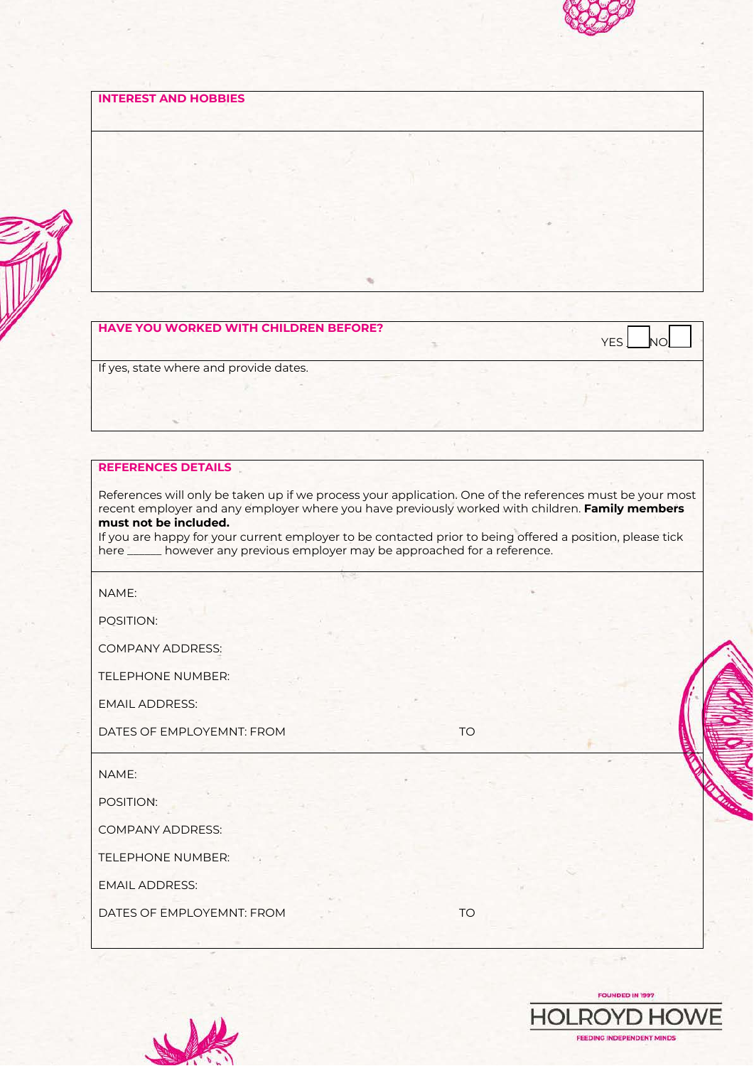## INTEREST AND HOBBIES

## HAVE YOU WORKED WITH CHILDREN BEFORE?

YES ☐ NO ☐

If yes, state where and provide dates.

## REFERENCES DETAILS

References will only be taken up if we process your application. One of the references must be your most recent employer and any employer where you have previously worked with children. **Family members must not be included.**

If you are happy for your current employer to be contacted prior to being offered a position, please tick here ______ however any previous employer may be approached for a reference.

NAME:

POSITION:

COMPANY ADDRESS:

TELEPHONE NUMBER:

EMAIL ADDRESS:

DATES OF EMPLOYEMNT: FROM TO

NAME:

POSITION:

COMPANY ADDRESS:

TELEPHONE NUMBER:

EMAIL ADDRESS:

DATES OF EMPLOYEMNT: FROM TO

FOUNDED IN 1997

HOLROYD HOWE

FEEDING INDEPENDENT MINDS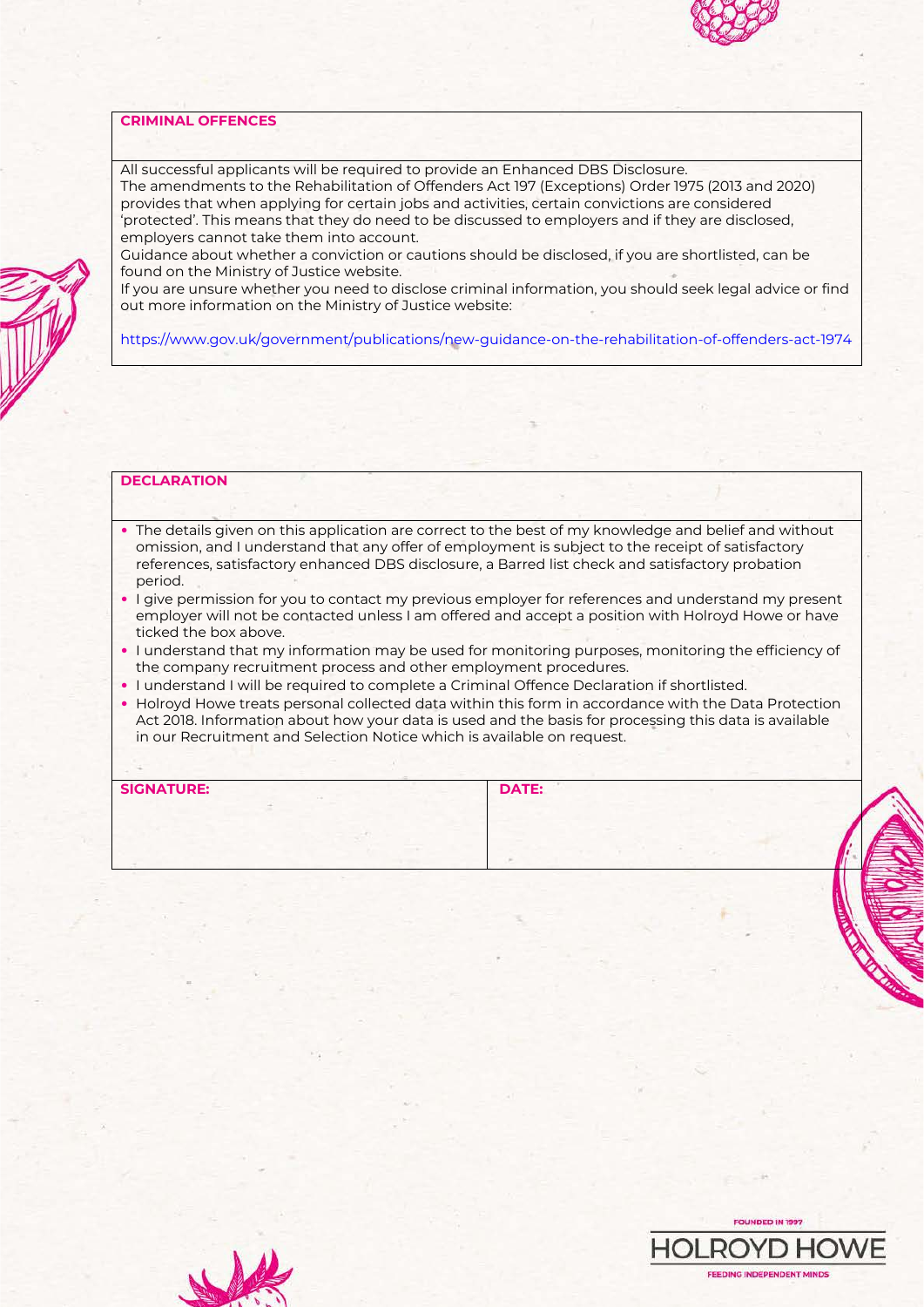## CRIMINAL OFFENCES

All successful applicants will be required to provide an Enhanced DBS Disclosure.
The amendments to the Rehabilitation of Offenders Act 197 (Exceptions) Order 1975 (2013 and 2020) provides that when applying for certain jobs and activities, certain convictions are considered 'protected'. This means that they do need to be discussed to employers and if they are disclosed, employers cannot take them into account.
Guidance about whether a conviction or cautions should be disclosed, if you are shortlisted, can be found on the Ministry of Justice website.
If you are unsure whether you need to disclose criminal information, you should seek legal advice or find out more information on the Ministry of Justice website:

https://www.gov.uk/government/publications/new-guidance-on-the-rehabilitation-of-offenders-act-1974

## DECLARATION

- The details given on this application are correct to the best of my knowledge and belief and without omission, and I understand that any offer of employment is subject to the receipt of satisfactory references, satisfactory enhanced DBS disclosure, a Barred list check and satisfactory probation period.
- I give permission for you to contact my previous employer for references and understand my present employer will not be contacted unless I am offered and accept a position with Holroyd Howe or have ticked the box above.
- I understand that my information may be used for monitoring purposes, monitoring the efficiency of the company recruitment process and other employment procedures.
- I understand I will be required to complete a Criminal Offence Declaration if shortlisted.
- Holroyd Howe treats personal collected data within this form in accordance with the Data Protection Act 2018. Information about how your data is used and the basis for processing this data is available in our Recruitment and Selection Notice which is available on request.

| SIGNATURE: | DATE: |
| --- | --- |
| | |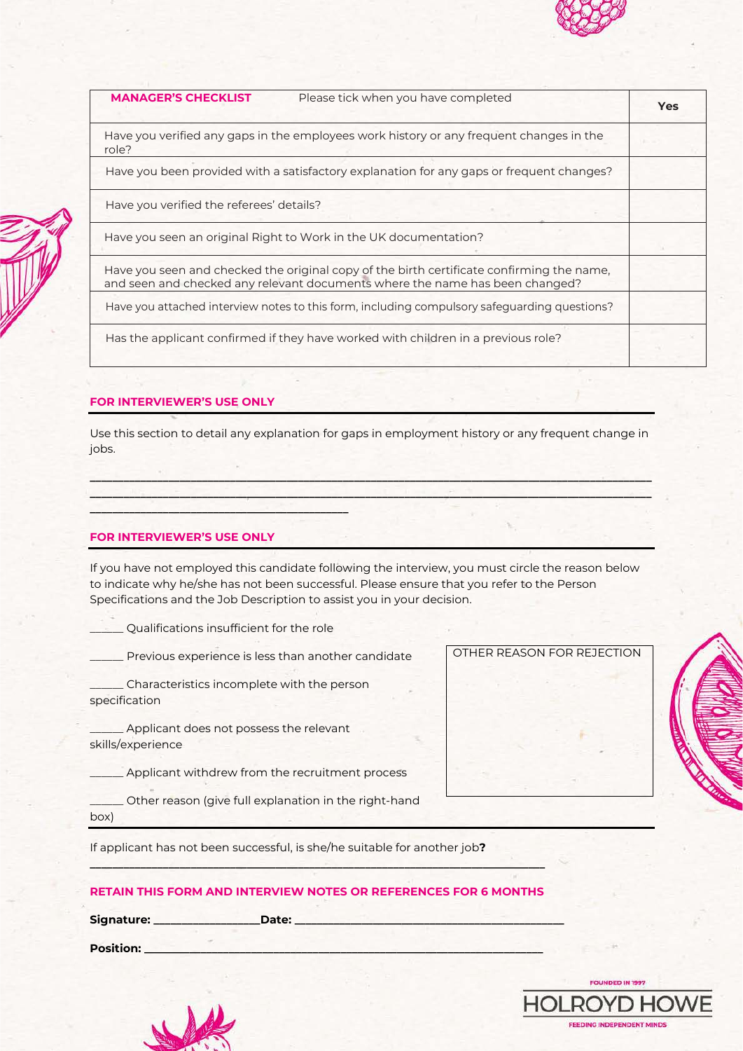| **MANAGER'S CHECKLIST** Please tick when you have completed | **Yes** |
|---|---|
| Have you verified any gaps in the employees work history or any frequent changes in the role? | |
| Have you been provided with a satisfactory explanation for any gaps or frequent changes? | |
| Have you verified the referees' details? | |
| Have you seen an original Right to Work in the UK documentation? | |
| Have you seen and checked the original copy of the birth certificate confirming the name, and seen and checked any relevant documents where the name has been changed? | |
| Have you attached interview notes to this form, including compulsory safeguarding questions? | |
| Has the applicant confirmed if they have worked with children in a previous role? | |

## FOR INTERVIEWER'S USE ONLY

Use this section to detail any explanation for gaps in employment history or any frequent change in jobs.

_______________________________________________________________________________
_______________________________________________________________________________
____________________________________

## FOR INTERVIEWER'S USE ONLY

If you have not employed this candidate following the interview, you must circle the reason below to indicate why he/she has not been successful. Please ensure that you refer to the Person Specifications and the Job Description to assist you in your decision.

______ Qualifications insufficient for the role

______ Previous experience is less than another candidate

______ Characteristics incomplete with the person specification

______ Applicant does not possess the relevant skills/experience

______ Applicant withdrew from the recruitment process

______ Other reason (give full explanation in the right-hand box)

| OTHER REASON FOR REJECTION |
|---|
| |

If applicant has not been successful, is she/he suitable for another job**?**

_______________________________________________________________

## RETAIN THIS FORM AND INTERVIEW NOTES OR REFERENCES FOR 6 MONTHS

**Signature:** __________________**Date:** ____________________________________________

**Position:** _________________________________________________________________